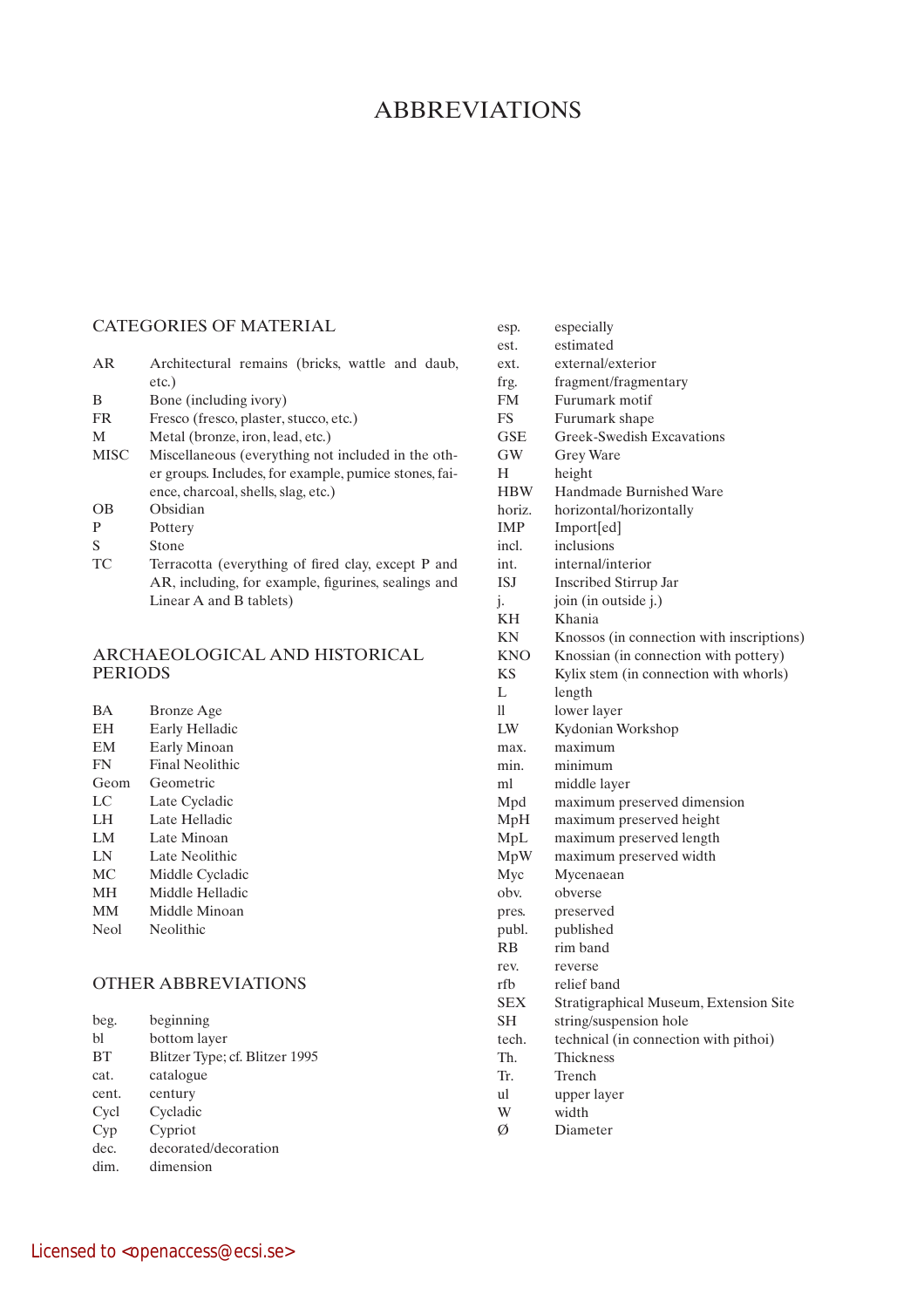# ABBREVIATIONS

## CATEGORIES OF MATERIAL

| | |
|---|---|
| AR | Architectural remains (bricks, wattle and daub, etc.) |
| B | Bone (including ivory) |
| FR | Fresco (fresco, plaster, stucco, etc.) |
| M | Metal (bronze, iron, lead, etc.) |
| MISC | Miscellaneous (everything not included in the other groups. Includes, for example, pumice stones, faience, charcoal, shells, slag, etc.) |
| OB | Obsidian |
| P | Pottery |
| S | Stone |
| TC | Terracotta (everything of fired clay, except P and AR, including, for example, figurines, sealings and Linear A and B tablets) |

## ARCHAEOLOGICAL AND HISTORICAL PERIODS

| | |
|---|---|
| BA | Bronze Age |
| EH | Early Helladic |
| EM | Early Minoan |
| FN | Final Neolithic |
| Geom | Geometric |
| LC | Late Cycladic |
| LH | Late Helladic |
| LM | Late Minoan |
| LN | Late Neolithic |
| MC | Middle Cycladic |
| MH | Middle Helladic |
| MM | Middle Minoan |
| Neol | Neolithic |

## OTHER ABBREVIATIONS

| | |
|---|---|
| beg. | beginning |
| bl | bottom layer |
| BT | Blitzer Type; cf. Blitzer 1995 |
| cat. | catalogue |
| cent. | century |
| Cycl | Cycladic |
| Cyp | Cypriot |
| dec. | decorated/decoration |
| dim. | dimension |
| esp. | especially |
| est. | estimated |
| ext. | external/exterior |
| frg. | fragment/fragmentary |
| FM | Furumark motif |
| FS | Furumark shape |
| GSE | Greek-Swedish Excavations |
| GW | Grey Ware |
| H | height |
| HBW | Handmade Burnished Ware |
| horiz. | horizontal/horizontally |
| IMP | Import[ed] |
| incl. | inclusions |
| int. | internal/interior |
| ISJ | Inscribed Stirrup Jar |
| j. | join (in outside j.) |
| KH | Khania |
| KN | Knossos (in connection with inscriptions) |
| KNO | Knossian (in connection with pottery) |
| KS | Kylix stem (in connection with whorls) |
| L | length |
| ll | lower layer |
| LW | Kydonian Workshop |
| max. | maximum |
| min. | minimum |
| ml | middle layer |
| Mpd | maximum preserved dimension |
| MpH | maximum preserved height |
| MpL | maximum preserved length |
| MpW | maximum preserved width |
| Myc | Mycenaean |
| obv. | obverse |
| pres. | preserved |
| publ. | published |
| RB | rim band |
| rev. | reverse |
| rfb | relief band |
| SEX | Stratigraphical Museum, Extension Site |
| SH | string/suspension hole |
| tech. | technical (in connection with pithoi) |
| Th. | Thickness |
| Tr. | Trench |
| ul | upper layer |
| W | width |
| Ø | Diameter |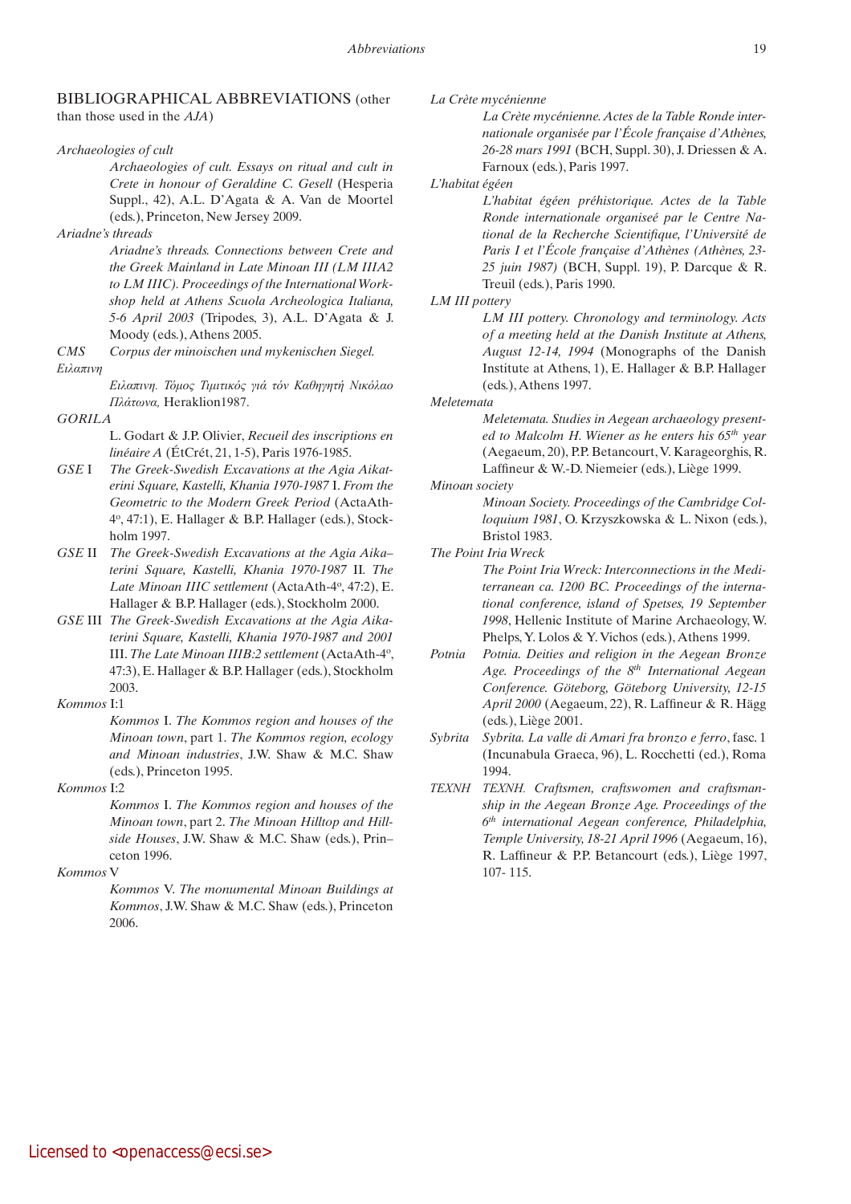## BIBLIOGRAPHICAL ABBREVIATIONS (other than those used in the *AJA*)

*Archaeologies of cult*
: *Archaeologies of cult. Essays on ritual and cult in Crete in honour of Geraldine C. Gesell* (Hesperia Suppl., 42), A.L. D'Agata & A. Van de Moortel (eds.), Princeton, New Jersey 2009.

*Ariadne's threads*
: *Ariadne's threads. Connections between Crete and the Greek Mainland in Late Minoan III (LM IIIA2 to LM IIIC). Proceedings of the International Workshop held at Athens Scuola Archeologica Italiana, 5-6 April 2003* (Tripodes, 3), A.L. D'Agata & J. Moody (eds.), Athens 2005.

*CMS* *Corpus der minoischen und mykenischen Siegel.*

*Ειλαπινη*
: *Ειλαπινη. Τόμος Τιμιτικός γιά τόν Καθηγητή Νικόλαο Πλάτωνα,* Heraklion1987.

*GORILA*
: L. Godart & J.P. Olivier, *Recueil des inscriptions en linéaire A* (ÉtCrét, 21, 1-5), Paris 1976-1985.

*GSE* I *The Greek-Swedish Excavations at the Agia Aikaterini Square, Kastelli, Khania 1970-1987* I. *From the Geometric to the Modern Greek Period* (ActaAth-4º, 47:1), E. Hallager & B.P. Hallager (eds.), Stockholm 1997.

*GSE* II *The Greek-Swedish Excavations at the Agia Aikaterini Square, Kastelli, Khania 1970-1987* II. *The Late Minoan IIIC settlement* (ActaAth-4º, 47:2), E. Hallager & B.P. Hallager (eds.), Stockholm 2000.

*GSE* III *The Greek-Swedish Excavations at the Agia Aikaterini Square, Kastelli, Khania 1970-1987 and 2001* III. *The Late Minoan IIIB:2 settlement* (ActaAth-4º, 47:3), E. Hallager & B.P. Hallager (eds.), Stockholm 2003.

*Kommos* I:1
: *Kommos* I. *The Kommos region and houses of the Minoan town*, part 1. *The Kommos region, ecology and Minoan industries*, J.W. Shaw & M.C. Shaw (eds.), Princeton 1995.

*Kommos* I:2
: *Kommos* I. *The Kommos region and houses of the Minoan town*, part 2. *The Minoan Hilltop and Hillside Houses*, J.W. Shaw & M.C. Shaw (eds.), Princeton 1996.

*Kommos* V
: *Kommos* V. *The monumental Minoan Buildings at Kommos*, J.W. Shaw & M.C. Shaw (eds.), Princeton 2006.

*La Crète mycénienne*
: *La Crète mycénienne. Actes de la Table Ronde internationale organisée par l'École française d'Athènes, 26-28 mars 1991* (BCH, Suppl. 30), J. Driessen & A. Farnoux (eds.), Paris 1997.

*L'habitat égéen*
: *L'habitat égéen préhistorique. Actes de la Table Ronde internationale organiseé par le Centre National de la Recherche Scientifique, l'Université de Paris I et l'École française d'Athènes (Athènes, 23-25 juin 1987)* (BCH, Suppl. 19), P. Darcque & R. Treuil (eds.), Paris 1990.

*LM III pottery*
: *LM III pottery. Chronology and terminology. Acts of a meeting held at the Danish Institute at Athens, August 12-14, 1994* (Monographs of the Danish Institute at Athens, 1), E. Hallager & B.P. Hallager (eds.), Athens 1997.

*Meletemata*
: *Meletemata. Studies in Aegean archaeology presented to Malcolm H. Wiener as he enters his 65th year* (Aegaeum, 20), P.P. Betancourt, V. Karageorghis, R. Laffineur & W.-D. Niemeier (eds.), Liège 1999.

*Minoan society*
: *Minoan Society. Proceedings of the Cambridge Colloquium 1981*, O. Krzyszkowska & L. Nixon (eds.), Bristol 1983.

*The Point Iria Wreck*
: *The Point Iria Wreck: Interconnections in the Mediterranean ca. 1200 BC. Proceedings of the international conference, island of Spetses, 19 September 1998*, Hellenic Institute of Marine Archaeology, W. Phelps, Y. Lolos & Y. Vichos (eds.), Athens 1999.

*Potnia* *Potnia. Deities and religion in the Aegean Bronze Age. Proceedings of the 8th International Aegean Conference. Göteborg, Göteborg University, 12-15 April 2000* (Aegaeum, 22), R. Laffineur & R. Hägg (eds.), Liège 2001.

*Sybrita* *Sybrita. La valle di Amari fra bronzo e ferro*, fasc. 1 (Incunabula Graeca, 96), L. Rocchetti (ed.), Roma 1994.

*TEXNH* *TEXNH. Craftsmen, craftswomen and craftsmanship in the Aegean Bronze Age. Proceedings of the 6th international Aegean conference, Philadelphia, Temple University, 18-21 April 1996* (Aegaeum, 16), R. Laffineur & P.P. Betancourt (eds.), Liège 1997, 107- 115.